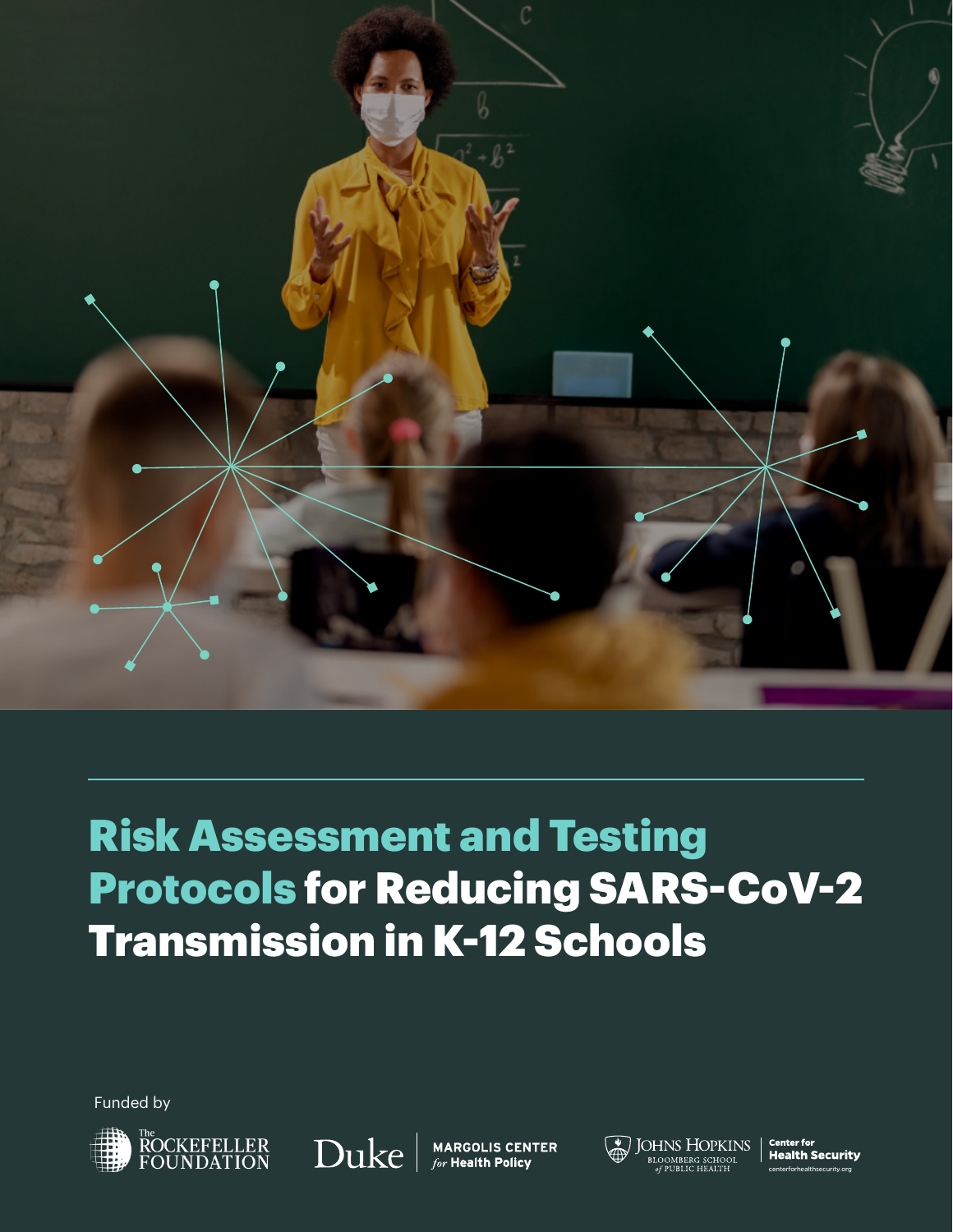# Risk Assessment and Testing Protocols for Reducing SARS-CoV-2 Transmission in K-12 Schools

Funded by

The Rockefeller Foundation

Duke | Margolis Center for Health Policy

Johns Hopkins Bloomberg School of Public Health | Center for Health Security

centerforhealthsecurity.org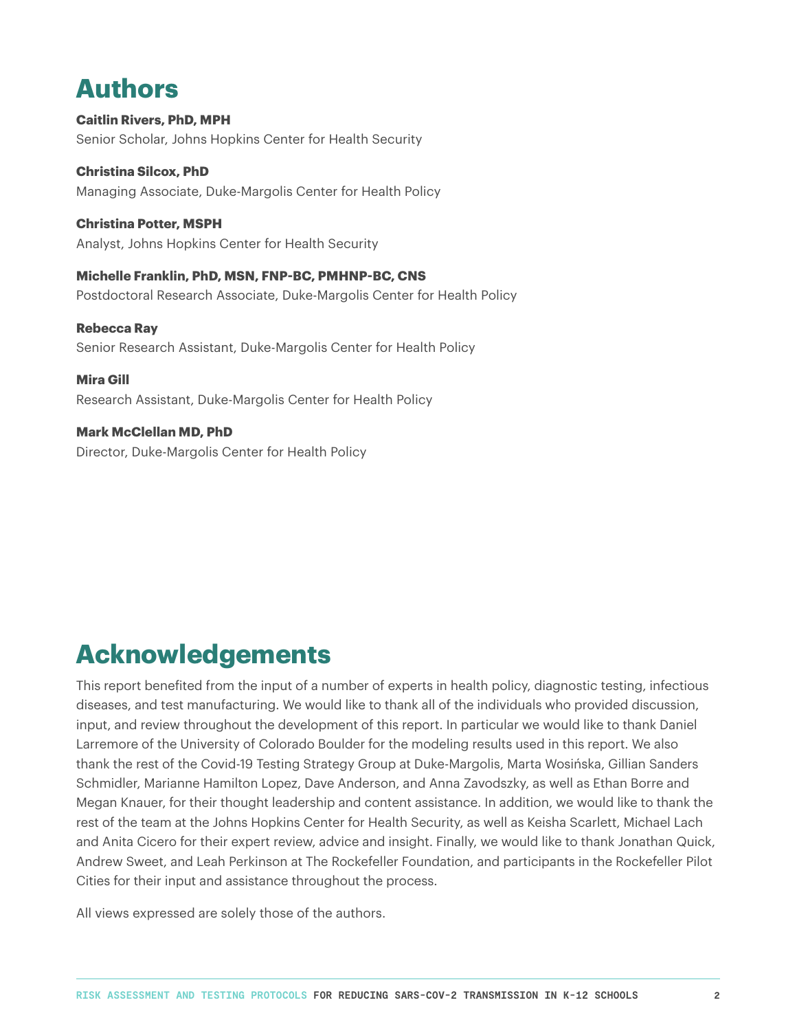## Authors

**Caitlin Rivers, PhD, MPH**
Senior Scholar, Johns Hopkins Center for Health Security

**Christina Silcox, PhD**
Managing Associate, Duke-Margolis Center for Health Policy

**Christina Potter, MSPH**
Analyst, Johns Hopkins Center for Health Security

**Michelle Franklin, PhD, MSN, FNP-BC, PMHNP-BC, CNS**
Postdoctoral Research Associate, Duke-Margolis Center for Health Policy

**Rebecca Ray**
Senior Research Assistant, Duke-Margolis Center for Health Policy

**Mira Gill**
Research Assistant, Duke-Margolis Center for Health Policy

**Mark McClellan MD, PhD**
Director, Duke-Margolis Center for Health Policy

## Acknowledgements

This report benefited from the input of a number of experts in health policy, diagnostic testing, infectious diseases, and test manufacturing. We would like to thank all of the individuals who provided discussion, input, and review throughout the development of this report. In particular we would like to thank Daniel Larremore of the University of Colorado Boulder for the modeling results used in this report. We also thank the rest of the Covid-19 Testing Strategy Group at Duke-Margolis, Marta Wosińska, Gillian Sanders Schmidler, Marianne Hamilton Lopez, Dave Anderson, and Anna Zavodszky, as well as Ethan Borre and Megan Knauer, for their thought leadership and content assistance. In addition, we would like to thank the rest of the team at the Johns Hopkins Center for Health Security, as well as Keisha Scarlett, Michael Lach and Anita Cicero for their expert review, advice and insight. Finally, we would like to thank Jonathan Quick, Andrew Sweet, and Leah Perkinson at The Rockefeller Foundation, and participants in the Rockefeller Pilot Cities for their input and assistance throughout the process.

All views expressed are solely those of the authors.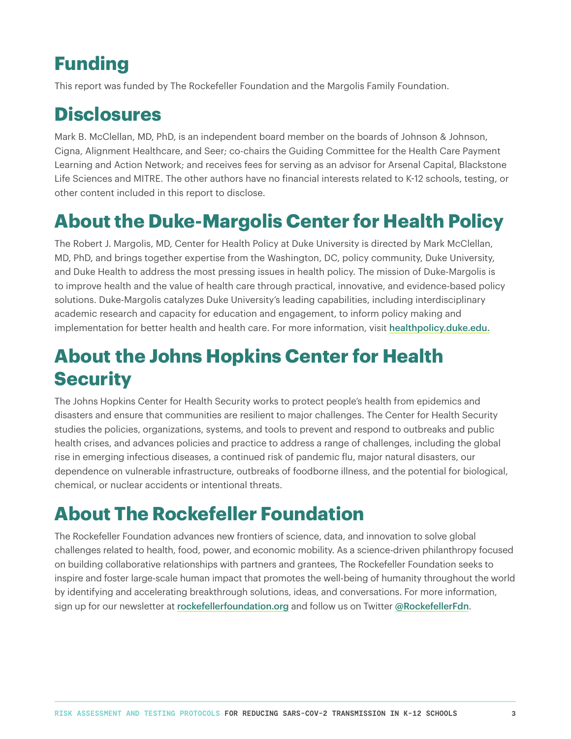## Funding

This report was funded by The Rockefeller Foundation and the Margolis Family Foundation.

## Disclosures

Mark B. McClellan, MD, PhD, is an independent board member on the boards of Johnson & Johnson, Cigna, Alignment Healthcare, and Seer; co-chairs the Guiding Committee for the Health Care Payment Learning and Action Network; and receives fees for serving as an advisor for Arsenal Capital, Blackstone Life Sciences and MITRE. The other authors have no financial interests related to K-12 schools, testing, or other content included in this report to disclose.

## About the Duke-Margolis Center for Health Policy

The Robert J. Margolis, MD, Center for Health Policy at Duke University is directed by Mark McClellan, MD, PhD, and brings together expertise from the Washington, DC, policy community, Duke University, and Duke Health to address the most pressing issues in health policy. The mission of Duke-Margolis is to improve health and the value of health care through practical, innovative, and evidence-based policy solutions. Duke-Margolis catalyzes Duke University's leading capabilities, including interdisciplinary academic research and capacity for education and engagement, to inform policy making and implementation for better health and health care. For more information, visit healthpolicy.duke.edu.

## About the Johns Hopkins Center for Health Security

The Johns Hopkins Center for Health Security works to protect people's health from epidemics and disasters and ensure that communities are resilient to major challenges. The Center for Health Security studies the policies, organizations, systems, and tools to prevent and respond to outbreaks and public health crises, and advances policies and practice to address a range of challenges, including the global rise in emerging infectious diseases, a continued risk of pandemic flu, major natural disasters, our dependence on vulnerable infrastructure, outbreaks of foodborne illness, and the potential for biological, chemical, or nuclear accidents or intentional threats.

## About The Rockefeller Foundation

The Rockefeller Foundation advances new frontiers of science, data, and innovation to solve global challenges related to health, food, power, and economic mobility. As a science-driven philanthropy focused on building collaborative relationships with partners and grantees, The Rockefeller Foundation seeks to inspire and foster large-scale human impact that promotes the well-being of humanity throughout the world by identifying and accelerating breakthrough solutions, ideas, and conversations. For more information, sign up for our newsletter at rockefellerfoundation.org and follow us on Twitter @RockefellerFdn.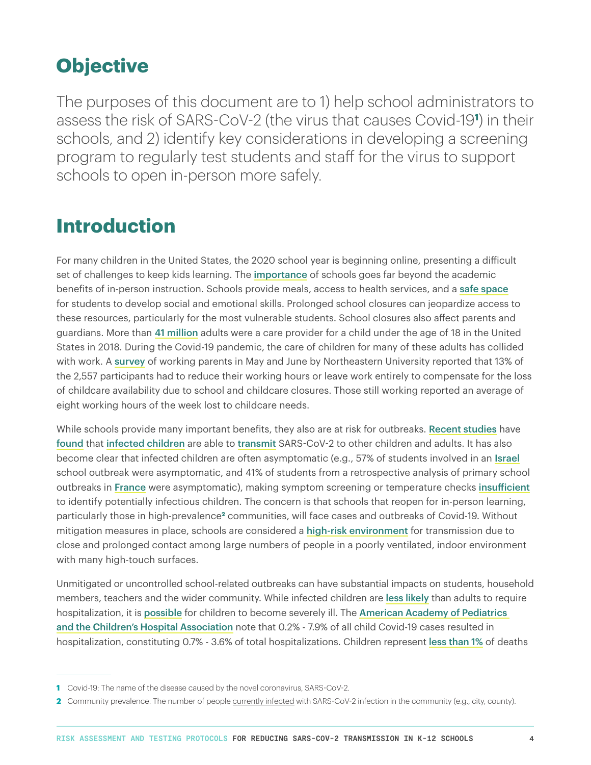# Objective

The purposes of this document are to 1) help school administrators to assess the risk of SARS-CoV-2 (the virus that causes Covid-19[1]) in their schools, and 2) identify key considerations in developing a screening program to regularly test students and staff for the virus to support schools to open in-person more safely.

# Introduction

For many children in the United States, the 2020 school year is beginning online, presenting a difficult set of challenges to keep kids learning. The importance of schools goes far beyond the academic benefits of in-person instruction. Schools provide meals, access to health services, and a safe space for students to develop social and emotional skills. Prolonged school closures can jeopardize access to these resources, particularly for the most vulnerable students. School closures also affect parents and guardians. More than 41 million adults were a care provider for a child under the age of 18 in the United States in 2018. During the Covid-19 pandemic, the care of children for many of these adults has collided with work. A survey of working parents in May and June by Northeastern University reported that 13% of the 2,557 participants had to reduce their working hours or leave work entirely to compensate for the loss of childcare availability due to school and childcare closures. Those still working reported an average of eight working hours of the week lost to childcare needs.

While schools provide many important benefits, they also are at risk for outbreaks. Recent studies have found that infected children are able to transmit SARS-CoV-2 to other children and adults. It has also become clear that infected children are often asymptomatic (e.g., 57% of students involved in an Israel school outbreak were asymptomatic, and 41% of students from a retrospective analysis of primary school outbreaks in France were asymptomatic), making symptom screening or temperature checks insufficient to identify potentially infectious children. The concern is that schools that reopen for in-person learning, particularly those in high-prevalence[2] communities, will face cases and outbreaks of Covid-19. Without mitigation measures in place, schools are considered a high-risk environment for transmission due to close and prolonged contact among large numbers of people in a poorly ventilated, indoor environment with many high-touch surfaces.

Unmitigated or uncontrolled school-related outbreaks can have substantial impacts on students, household members, teachers and the wider community. While infected children are less likely than adults to require hospitalization, it is possible for children to become severely ill. The American Academy of Pediatrics and the Children's Hospital Association note that 0.2% - 7.9% of all child Covid-19 cases resulted in hospitalization, constituting 0.7% - 3.6% of total hospitalizations. Children represent less than 1% of deaths

---

[1] Covid-19: The name of the disease caused by the novel coronavirus, SARS-CoV-2.

[2] Community prevalence: The number of people currently infected with SARS-CoV-2 infection in the community (e.g., city, county).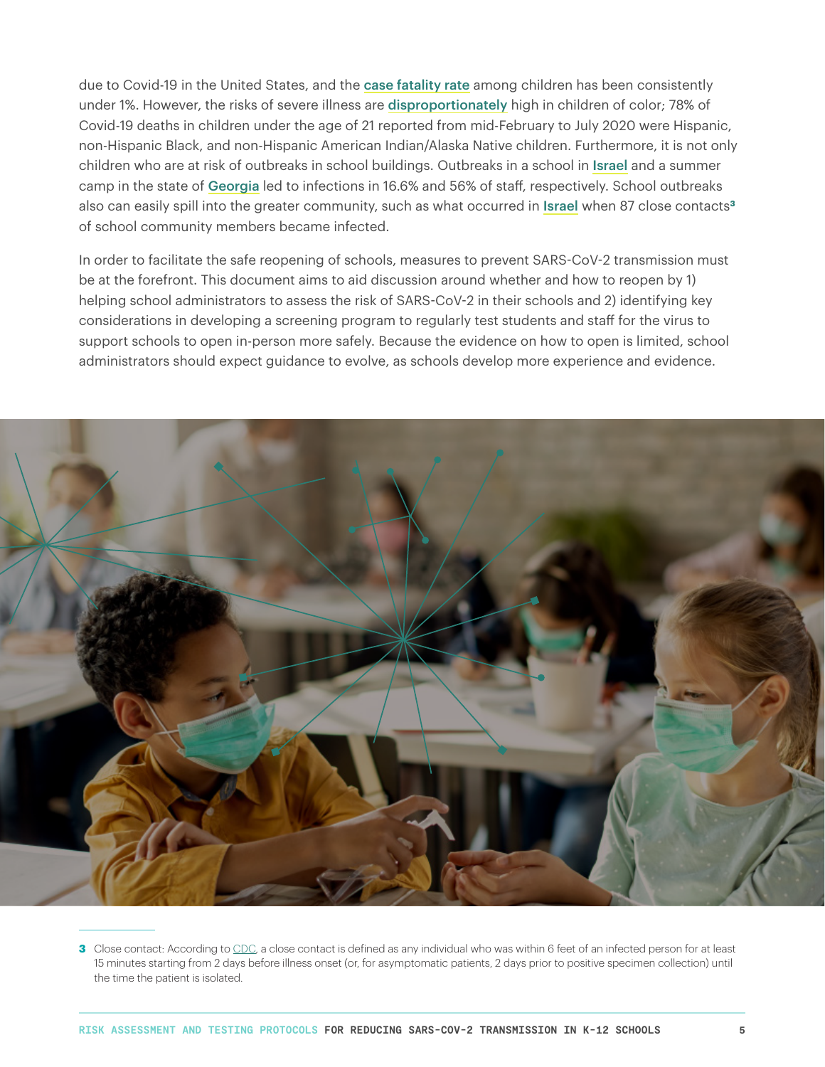due to Covid-19 in the United States, and the case fatality rate among children has been consistently under 1%. However, the risks of severe illness are disproportionately high in children of color; 78% of Covid-19 deaths in children under the age of 21 reported from mid-February to July 2020 were Hispanic, non-Hispanic Black, and non-Hispanic American Indian/Alaska Native children. Furthermore, it is not only children who are at risk of outbreaks in school buildings. Outbreaks in a school in Israel and a summer camp in the state of Georgia led to infections in 16.6% and 56% of staff, respectively. School outbreaks also can easily spill into the greater community, such as what occurred in Israel when 87 close contacts[3] of school community members became infected.

In order to facilitate the safe reopening of schools, measures to prevent SARS-CoV-2 transmission must be at the forefront. This document aims to aid discussion around whether and how to reopen by 1) helping school administrators to assess the risk of SARS-CoV-2 in their schools and 2) identifying key considerations in developing a screening program to regularly test students and staff for the virus to support schools to open in-person more safely. Because the evidence on how to open is limited, school administrators should expect guidance to evolve, as schools develop more experience and evidence.

---

[3] Close contact: According to CDC, a close contact is defined as any individual who was within 6 feet of an infected person for at least 15 minutes starting from 2 days before illness onset (or, for asymptomatic patients, 2 days prior to positive specimen collection) until the time the patient is isolated.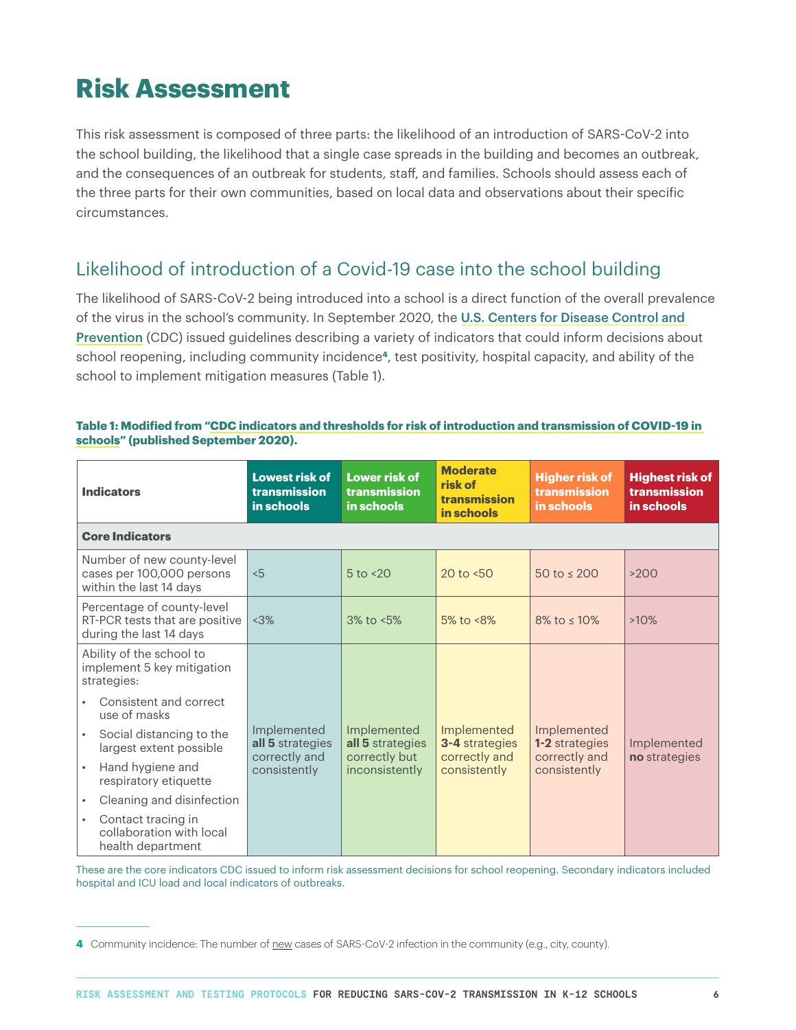# Risk Assessment

This risk assessment is composed of three parts: the likelihood of an introduction of SARS-CoV-2 into the school building, the likelihood that a single case spreads in the building and becomes an outbreak, and the consequences of an outbreak for students, staff, and families. Schools should assess each of the three parts for their own communities, based on local data and observations about their specific circumstances.

## Likelihood of introduction of a Covid-19 case into the school building

The likelihood of SARS-CoV-2 being introduced into a school is a direct function of the overall prevalence of the virus in the school's community. In September 2020, the U.S. Centers for Disease Control and Prevention (CDC) issued guidelines describing a variety of indicators that could inform decisions about school reopening, including community incidence[4], test positivity, hospital capacity, and ability of the school to implement mitigation measures (Table 1).

**Table 1: Modified from "CDC indicators and thresholds for risk of introduction and transmission of COVID-19 in schools" (published September 2020).**

| Indicators | Lowest risk of transmission in schools | Lower risk of transmission in schools | Moderate risk of transmission in schools | Higher risk of transmission in schools | Highest risk of transmission in schools |
|---|---|---|---|---|---|
| **Core Indicators** | | | | | |
| Number of new county-level cases per 100,000 persons within the last 14 days | <5 | 5 to <20 | 20 to <50 | 50 to ≤ 200 | >200 |
| Percentage of county-level RT-PCR tests that are positive during the last 14 days | <3% | 3% to <5% | 5% to <8% | 8% to ≤ 10% | >10% |
| Ability of the school to implement 5 key mitigation strategies: <br>• Consistent and correct use of masks <br>• Social distancing to the largest extent possible <br>• Hand hygiene and respiratory etiquette <br>• Cleaning and disinfection <br>• Contact tracing in collaboration with local health department | Implemented **all 5** strategies correctly and consistently | Implemented **all 5** strategies correctly but inconsistently | Implemented **3-4** strategies correctly and consistently | Implemented **1-2** strategies correctly and consistently | Implemented **no** strategies |

These are the core indicators CDC issued to inform risk assessment decisions for school reopening. Secondary indicators included hospital and ICU load and local indicators of outbreaks.

---

4 Community incidence: The number of new cases of SARS-CoV-2 infection in the community (e.g., city, county).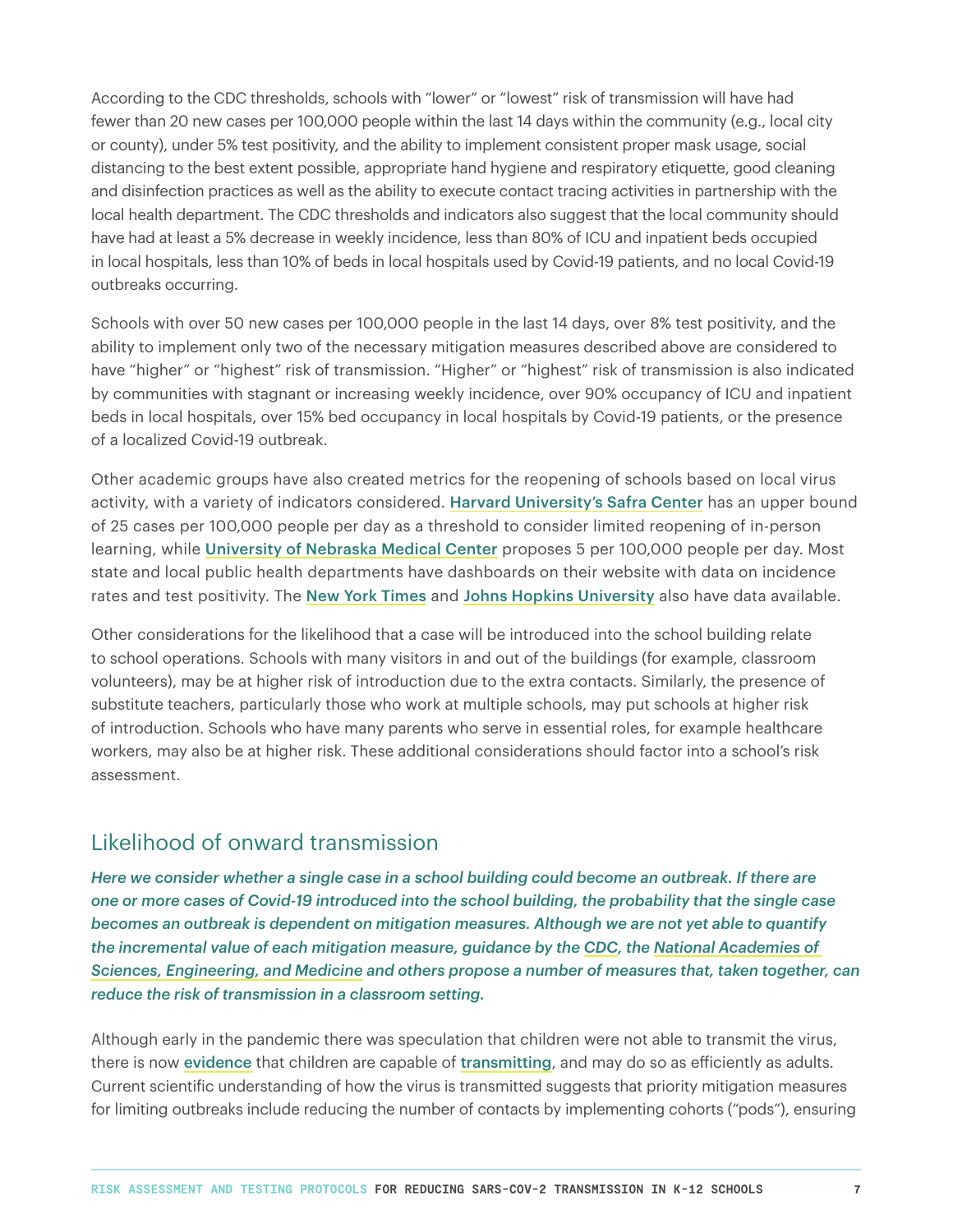According to the CDC thresholds, schools with "lower" or "lowest" risk of transmission will have had fewer than 20 new cases per 100,000 people within the last 14 days within the community (e.g., local city or county), under 5% test positivity, and the ability to implement consistent proper mask usage, social distancing to the best extent possible, appropriate hand hygiene and respiratory etiquette, good cleaning and disinfection practices as well as the ability to execute contact tracing activities in partnership with the local health department. The CDC thresholds and indicators also suggest that the local community should have had at least a 5% decrease in weekly incidence, less than 80% of ICU and inpatient beds occupied in local hospitals, less than 10% of beds in local hospitals used by Covid-19 patients, and no local Covid-19 outbreaks occurring.

Schools with over 50 new cases per 100,000 people in the last 14 days, over 8% test positivity, and the ability to implement only two of the necessary mitigation measures described above are considered to have "higher" or "highest" risk of transmission. "Higher" or "highest" risk of transmission is also indicated by communities with stagnant or increasing weekly incidence, over 90% occupancy of ICU and inpatient beds in local hospitals, over 15% bed occupancy in local hospitals by Covid-19 patients, or the presence of a localized Covid-19 outbreak.

Other academic groups have also created metrics for the reopening of schools based on local virus activity, with a variety of indicators considered. Harvard University's Safra Center has an upper bound of 25 cases per 100,000 people per day as a threshold to consider limited reopening of in-person learning, while University of Nebraska Medical Center proposes 5 per 100,000 people per day. Most state and local public health departments have dashboards on their website with data on incidence rates and test positivity. The New York Times and Johns Hopkins University also have data available.

Other considerations for the likelihood that a case will be introduced into the school building relate to school operations. Schools with many visitors in and out of the buildings (for example, classroom volunteers), may be at higher risk of introduction due to the extra contacts. Similarly, the presence of substitute teachers, particularly those who work at multiple schools, may put schools at higher risk of introduction. Schools who have many parents who serve in essential roles, for example healthcare workers, may also be at higher risk. These additional considerations should factor into a school's risk assessment.

## Likelihood of onward transmission

*Here we consider whether a single case in a school building could become an outbreak. If there are one or more cases of Covid-19 introduced into the school building, the probability that the single case becomes an outbreak is dependent on mitigation measures. Although we are not yet able to quantify the incremental value of each mitigation measure, guidance by the CDC, the National Academies of Sciences, Engineering, and Medicine and others propose a number of measures that, taken together, can reduce the risk of transmission in a classroom setting.*

Although early in the pandemic there was speculation that children were not able to transmit the virus, there is now evidence that children are capable of transmitting, and may do so as efficiently as adults. Current scientific understanding of how the virus is transmitted suggests that priority mitigation measures for limiting outbreaks include reducing the number of contacts by implementing cohorts ("pods"), ensuring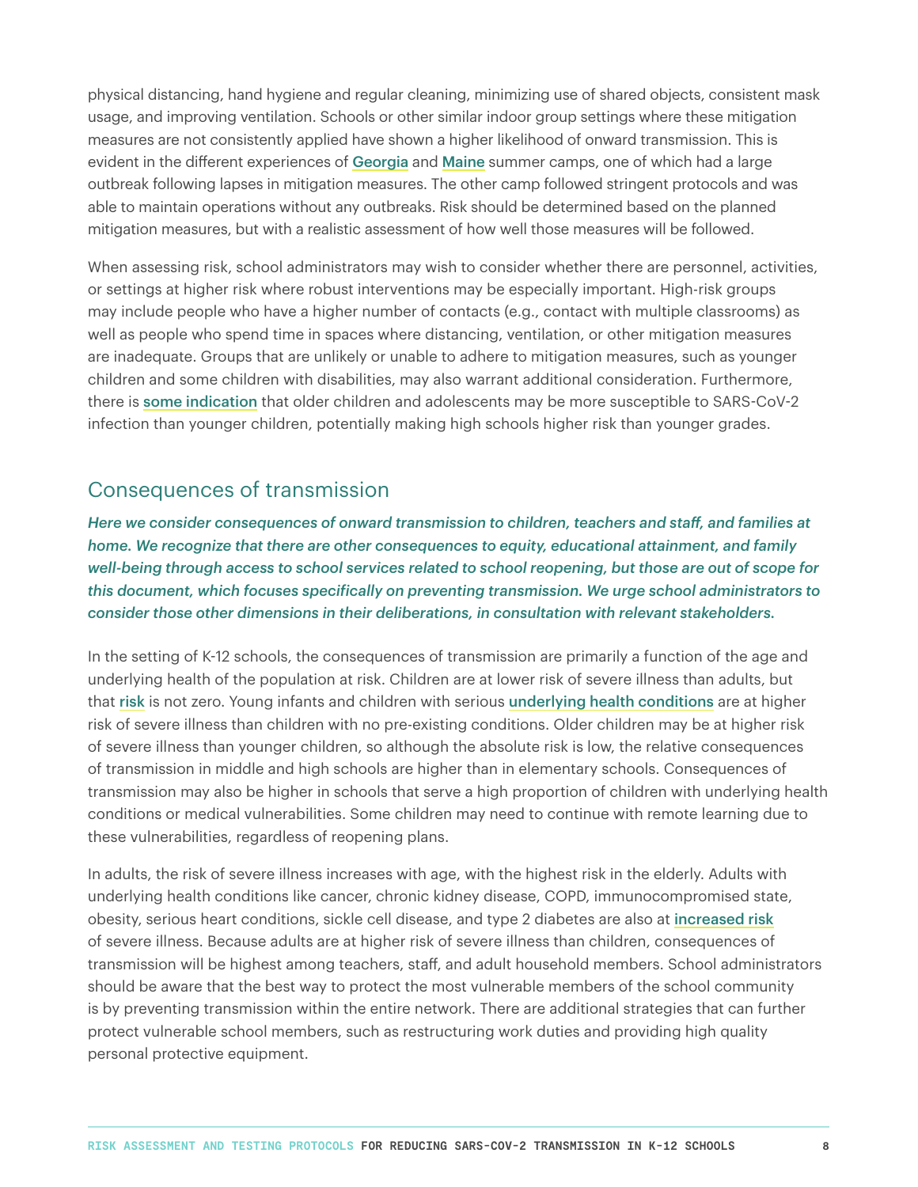physical distancing, hand hygiene and regular cleaning, minimizing use of shared objects, consistent mask usage, and improving ventilation. Schools or other similar indoor group settings where these mitigation measures are not consistently applied have shown a higher likelihood of onward transmission. This is evident in the different experiences of Georgia and Maine summer camps, one of which had a large outbreak following lapses in mitigation measures. The other camp followed stringent protocols and was able to maintain operations without any outbreaks. Risk should be determined based on the planned mitigation measures, but with a realistic assessment of how well those measures will be followed.

When assessing risk, school administrators may wish to consider whether there are personnel, activities, or settings at higher risk where robust interventions may be especially important. High-risk groups may include people who have a higher number of contacts (e.g., contact with multiple classrooms) as well as people who spend time in spaces where distancing, ventilation, or other mitigation measures are inadequate. Groups that are unlikely or unable to adhere to mitigation measures, such as younger children and some children with disabilities, may also warrant additional consideration. Furthermore, there is some indication that older children and adolescents may be more susceptible to SARS-CoV-2 infection than younger children, potentially making high schools higher risk than younger grades.

## Consequences of transmission

***Here we consider consequences of onward transmission to children, teachers and staff, and families at home. We recognize that there are other consequences to equity, educational attainment, and family well-being through access to school services related to school reopening, but those are out of scope for this document, which focuses specifically on preventing transmission. We urge school administrators to consider those other dimensions in their deliberations, in consultation with relevant stakeholders.***

In the setting of K-12 schools, the consequences of transmission are primarily a function of the age and underlying health of the population at risk. Children are at lower risk of severe illness than adults, but that risk is not zero. Young infants and children with serious underlying health conditions are at higher risk of severe illness than children with no pre-existing conditions. Older children may be at higher risk of severe illness than younger children, so although the absolute risk is low, the relative consequences of transmission in middle and high schools are higher than in elementary schools. Consequences of transmission may also be higher in schools that serve a high proportion of children with underlying health conditions or medical vulnerabilities. Some children may need to continue with remote learning due to these vulnerabilities, regardless of reopening plans.

In adults, the risk of severe illness increases with age, with the highest risk in the elderly. Adults with underlying health conditions like cancer, chronic kidney disease, COPD, immunocompromised state, obesity, serious heart conditions, sickle cell disease, and type 2 diabetes are also at increased risk of severe illness. Because adults are at higher risk of severe illness than children, consequences of transmission will be highest among teachers, staff, and adult household members. School administrators should be aware that the best way to protect the most vulnerable members of the school community is by preventing transmission within the entire network. There are additional strategies that can further protect vulnerable school members, such as restructuring work duties and providing high quality personal protective equipment.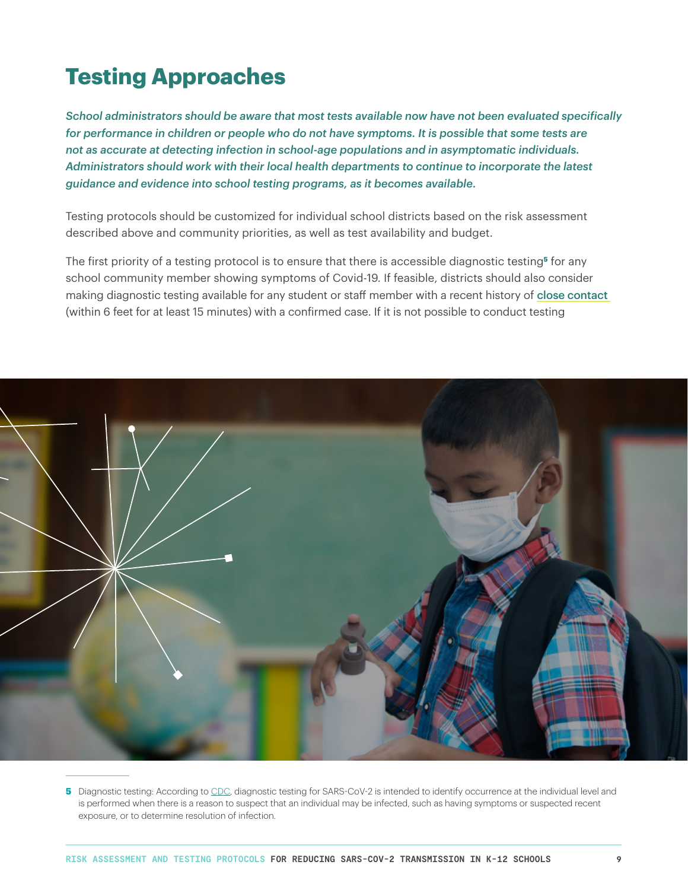# Testing Approaches

*School administrators should be aware that most tests available now have not been evaluated specifically for performance in children or people who do not have symptoms. It is possible that some tests are not as accurate at detecting infection in school-age populations and in asymptomatic individuals. Administrators should work with their local health departments to continue to incorporate the latest guidance and evidence into school testing programs, as it becomes available.*

Testing protocols should be customized for individual school districts based on the risk assessment described above and community priorities, as well as test availability and budget.

The first priority of a testing protocol is to ensure that there is accessible diagnostic testing[5] for any school community member showing symptoms of Covid-19. If feasible, districts should also consider making diagnostic testing available for any student or staff member with a recent history of close contact (within 6 feet for at least 15 minutes) with a confirmed case. If it is not possible to conduct testing

---

**5** Diagnostic testing: According to CDC, diagnostic testing for SARS-CoV-2 is intended to identify occurrence at the individual level and is performed when there is a reason to suspect that an individual may be infected, such as having symptoms or suspected recent exposure, or to determine resolution of infection.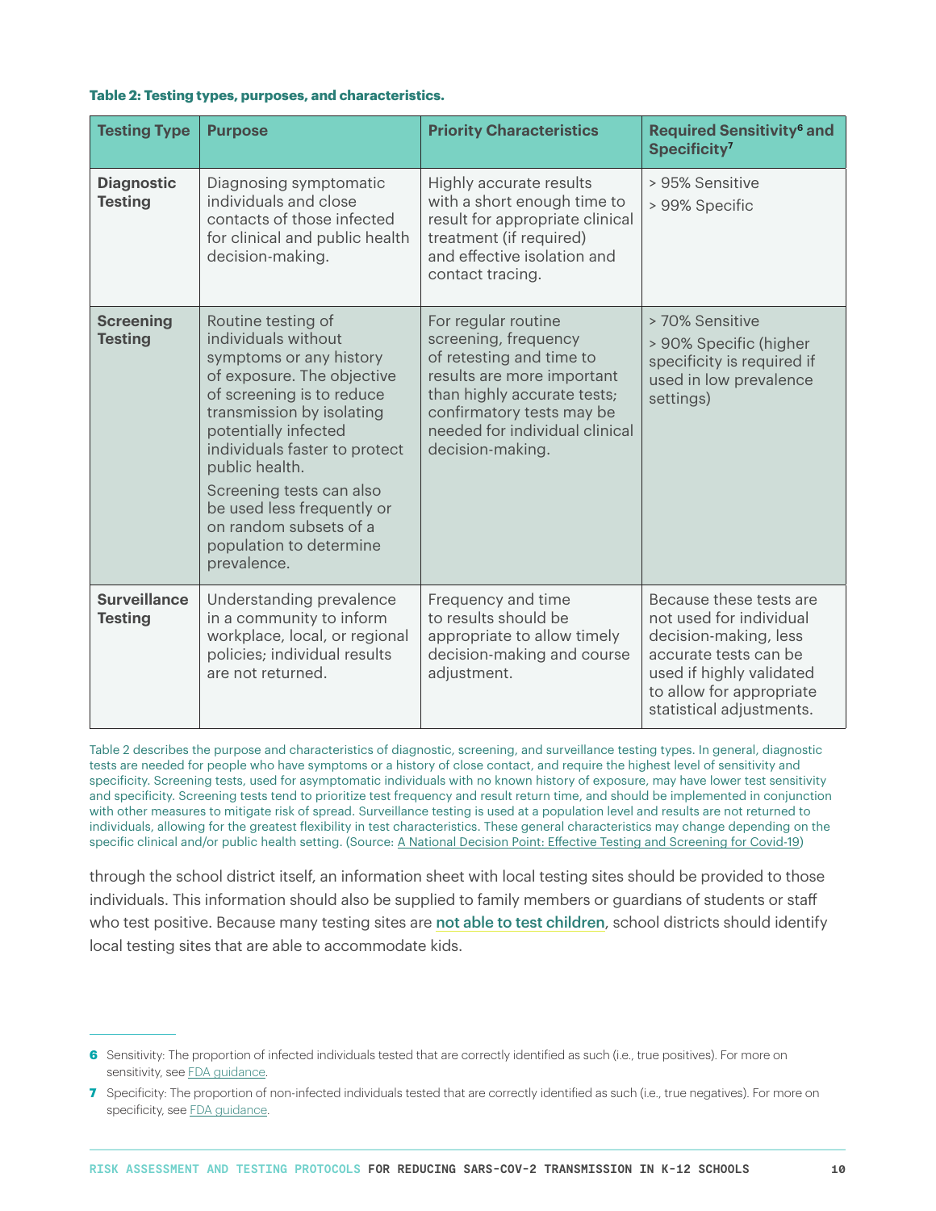**Table 2: Testing types, purposes, and characteristics.**

| Testing Type | Purpose | Priority Characteristics | Required Sensitivity[6] and Specificity[7] |
|---|---|---|---|
| **Diagnostic Testing** | Diagnosing symptomatic individuals and close contacts of those infected for clinical and public health decision-making. | Highly accurate results with a short enough time to result for appropriate clinical treatment (if required) and effective isolation and contact tracing. | > 95% Sensitive<br>> 99% Specific |
| **Screening Testing** | Routine testing of individuals without symptoms or any history of exposure. The objective of screening is to reduce transmission by isolating potentially infected individuals faster to protect public health.<br>Screening tests can also be used less frequently or on random subsets of a population to determine prevalence. | For regular routine screening, frequency of retesting and time to results are more important than highly accurate tests; confirmatory tests may be needed for individual clinical decision-making. | > 70% Sensitive<br>> 90% Specific (higher specificity is required if used in low prevalence settings) |
| **Surveillance Testing** | Understanding prevalence in a community to inform workplace, local, or regional policies; individual results are not returned. | Frequency and time to results should be appropriate to allow timely decision-making and course adjustment. | Because these tests are not used for individual decision-making, less accurate tests can be used if highly validated to allow for appropriate statistical adjustments. |

Table 2 describes the purpose and characteristics of diagnostic, screening, and surveillance testing types. In general, diagnostic tests are needed for people who have symptoms or a history of close contact, and require the highest level of sensitivity and specificity. Screening tests, used for asymptomatic individuals with no known history of exposure, may have lower test sensitivity and specificity. Screening tests tend to prioritize test frequency and result return time, and should be implemented in conjunction with other measures to mitigate risk of spread. Surveillance testing is used at a population level and results are not returned to individuals, allowing for the greatest flexibility in test characteristics. These general characteristics may change depending on the specific clinical and/or public health setting. (Source: A National Decision Point: Effective Testing and Screening for Covid-19)

through the school district itself, an information sheet with local testing sites should be provided to those individuals. This information should also be supplied to family members or guardians of students or staff who test positive. Because many testing sites are **not able to test children**, school districts should identify local testing sites that are able to accommodate kids.

---

6 Sensitivity: The proportion of infected individuals tested that are correctly identified as such (i.e., true positives). For more on sensitivity, see FDA guidance.

7 Specificity: The proportion of non-infected individuals tested that are correctly identified as such (i.e., true negatives). For more on specificity, see FDA guidance.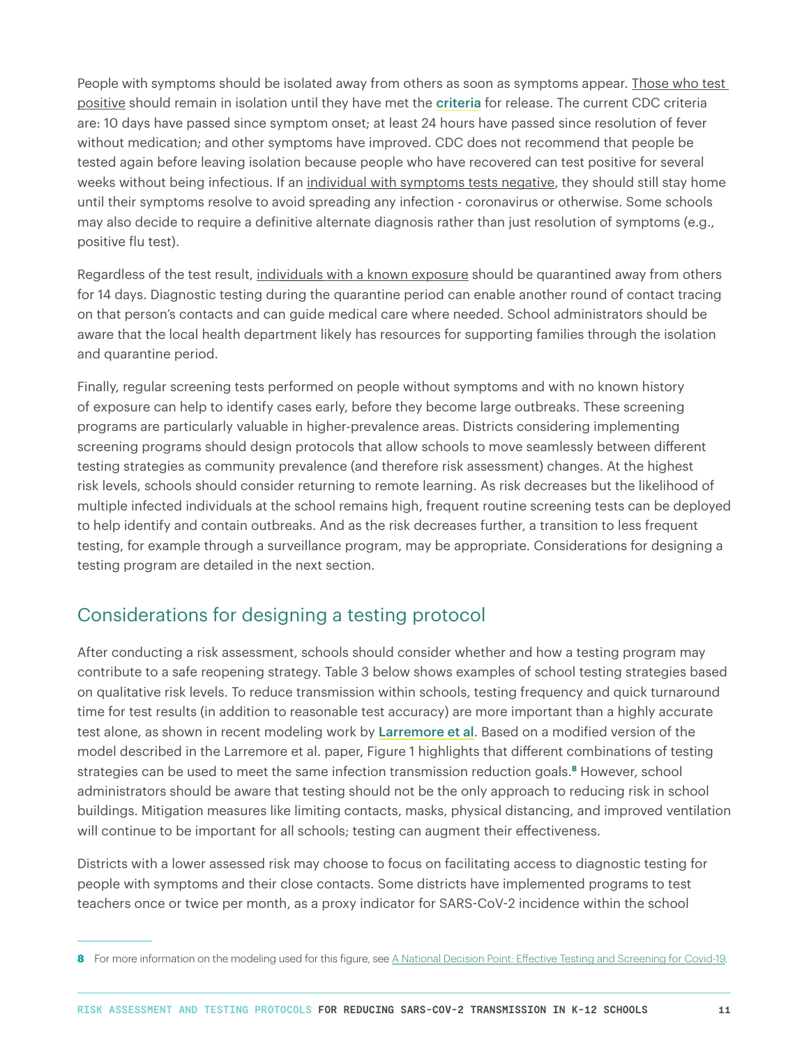People with symptoms should be isolated away from others as soon as symptoms appear. Those who test positive should remain in isolation until they have met the **criteria** for release. The current CDC criteria are: 10 days have passed since symptom onset; at least 24 hours have passed since resolution of fever without medication; and other symptoms have improved. CDC does not recommend that people be tested again before leaving isolation because people who have recovered can test positive for several weeks without being infectious. If an individual with symptoms tests negative, they should still stay home until their symptoms resolve to avoid spreading any infection - coronavirus or otherwise. Some schools may also decide to require a definitive alternate diagnosis rather than just resolution of symptoms (e.g., positive flu test).

Regardless of the test result, individuals with a known exposure should be quarantined away from others for 14 days. Diagnostic testing during the quarantine period can enable another round of contact tracing on that person's contacts and can guide medical care where needed. School administrators should be aware that the local health department likely has resources for supporting families through the isolation and quarantine period.

Finally, regular screening tests performed on people without symptoms and with no known history of exposure can help to identify cases early, before they become large outbreaks. These screening programs are particularly valuable in higher-prevalence areas. Districts considering implementing screening programs should design protocols that allow schools to move seamlessly between different testing strategies as community prevalence (and therefore risk assessment) changes. At the highest risk levels, schools should consider returning to remote learning. As risk decreases but the likelihood of multiple infected individuals at the school remains high, frequent routine screening tests can be deployed to help identify and contain outbreaks. And as the risk decreases further, a transition to less frequent testing, for example through a surveillance program, may be appropriate. Considerations for designing a testing program are detailed in the next section.

## Considerations for designing a testing protocol

After conducting a risk assessment, schools should consider whether and how a testing program may contribute to a safe reopening strategy. Table 3 below shows examples of school testing strategies based on qualitative risk levels. To reduce transmission within schools, testing frequency and quick turnaround time for test results (in addition to reasonable test accuracy) are more important than a highly accurate test alone, as shown in recent modeling work by **Larremore et al**. Based on a modified version of the model described in the Larremore et al. paper, Figure 1 highlights that different combinations of testing strategies can be used to meet the same infection transmission reduction goals.[8] However, school administrators should be aware that testing should not be the only approach to reducing risk in school buildings. Mitigation measures like limiting contacts, masks, physical distancing, and improved ventilation will continue to be important for all schools; testing can augment their effectiveness.

Districts with a lower assessed risk may choose to focus on facilitating access to diagnostic testing for people with symptoms and their close contacts. Some districts have implemented programs to test teachers once or twice per month, as a proxy indicator for SARS-CoV-2 incidence within the school

---

8 For more information on the modeling used for this figure, see A National Decision Point: Effective Testing and Screening for Covid-19.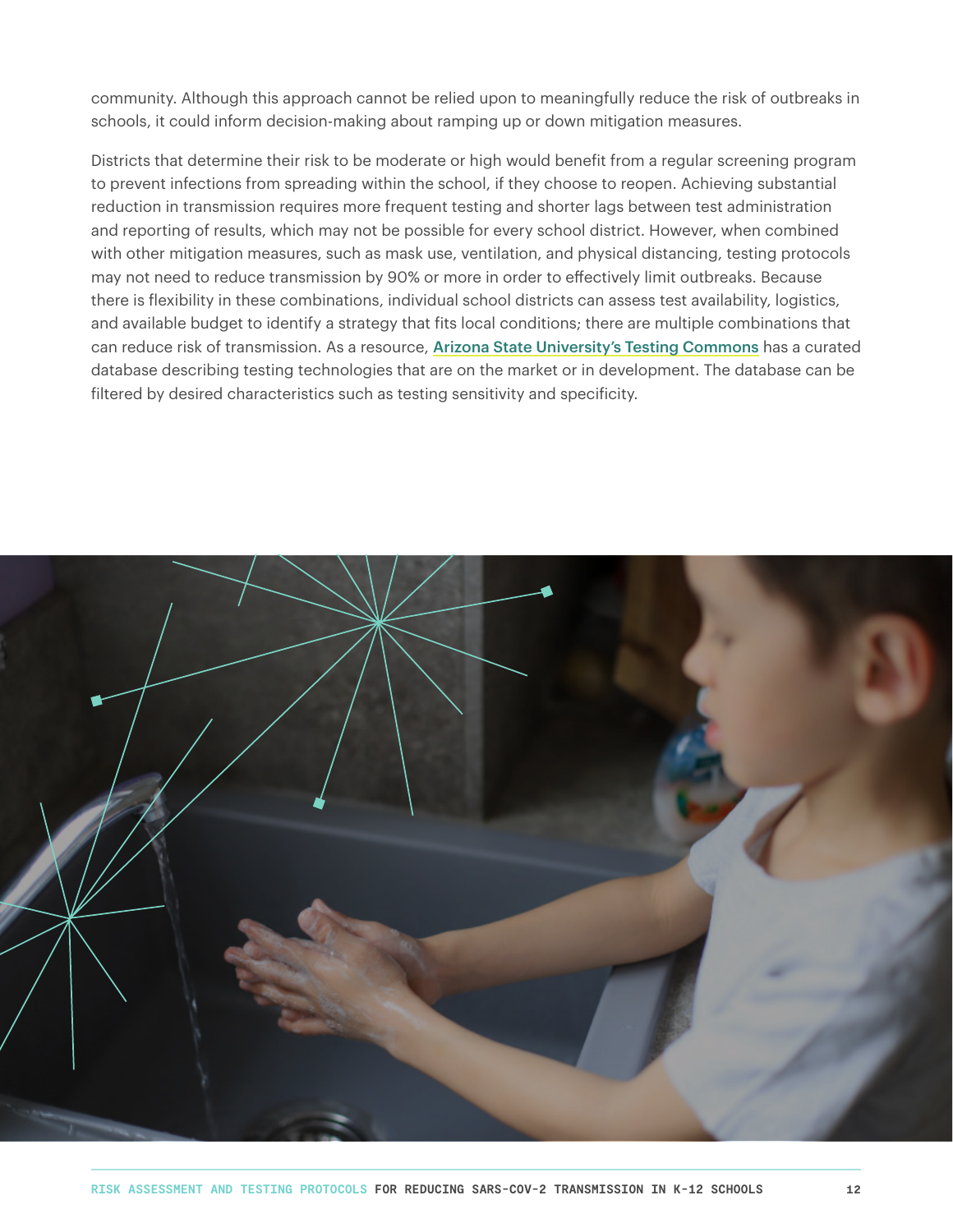community. Although this approach cannot be relied upon to meaningfully reduce the risk of outbreaks in schools, it could inform decision-making about ramping up or down mitigation measures.

Districts that determine their risk to be moderate or high would benefit from a regular screening program to prevent infections from spreading within the school, if they choose to reopen. Achieving substantial reduction in transmission requires more frequent testing and shorter lags between test administration and reporting of results, which may not be possible for every school district. However, when combined with other mitigation measures, such as mask use, ventilation, and physical distancing, testing protocols may not need to reduce transmission by 90% or more in order to effectively limit outbreaks. Because there is flexibility in these combinations, individual school districts can assess test availability, logistics, and available budget to identify a strategy that fits local conditions; there are multiple combinations that can reduce risk of transmission. As a resource, Arizona State University's Testing Commons has a curated database describing testing technologies that are on the market or in development. The database can be filtered by desired characteristics such as testing sensitivity and specificity.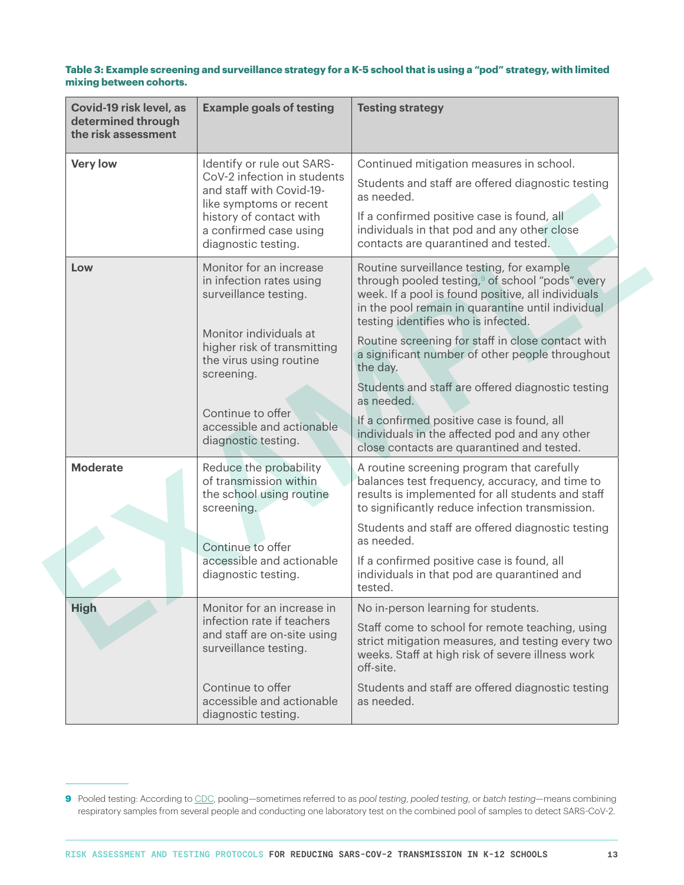**Table 3: Example screening and surveillance strategy for a K-5 school that is using a "pod" strategy, with limited mixing between cohorts.**

| Covid-19 risk level, as determined through the risk assessment | Example goals of testing | Testing strategy |
|---|---|---|
| **Very low** | Identify or rule out SARS-CoV-2 infection in students and staff with Covid-19-like symptoms or recent history of contact with a confirmed case using diagnostic testing. | Continued mitigation measures in school.<br><br>Students and staff are offered diagnostic testing as needed.<br><br>If a confirmed positive case is found, all individuals in that pod and any other close contacts are quarantined and tested. |
| **Low** | Monitor for an increase in infection rates using surveillance testing.<br><br>Monitor individuals at higher risk of transmitting the virus using routine screening.<br><br>Continue to offer accessible and actionable diagnostic testing. | Routine surveillance testing, for example through pooled testing,[9] of school "pods" every week. If a pool is found positive, all individuals in the pool remain in quarantine until individual testing identifies who is infected.<br><br>Routine screening for staff in close contact with a significant number of other people throughout the day.<br><br>Students and staff are offered diagnostic testing as needed.<br><br>If a confirmed positive case is found, all individuals in the affected pod and any other close contacts are quarantined and tested. |
| **Moderate** | Reduce the probability of transmission within the school using routine screening.<br><br>Continue to offer accessible and actionable diagnostic testing. | A routine screening program that carefully balances test frequency, accuracy, and time to results is implemented for all students and staff to significantly reduce infection transmission.<br><br>Students and staff are offered diagnostic testing as needed.<br><br>If a confirmed positive case is found, all individuals in that pod are quarantined and tested. |
| **High** | Monitor for an increase in infection rate if teachers and staff are on-site using surveillance testing.<br><br>Continue to offer accessible and actionable diagnostic testing. | No in-person learning for students.<br><br>Staff come to school for remote teaching, using strict mitigation measures, and testing every two weeks. Staff at high risk of severe illness work off-site.<br><br>Students and staff are offered diagnostic testing as needed. |

**9** Pooled testing: According to CDC, pooling—sometimes referred to as *pool testing*, *pooled testing*, or *batch testing*—means combining respiratory samples from several people and conducting one laboratory test on the combined pool of samples to detect SARS-CoV-2.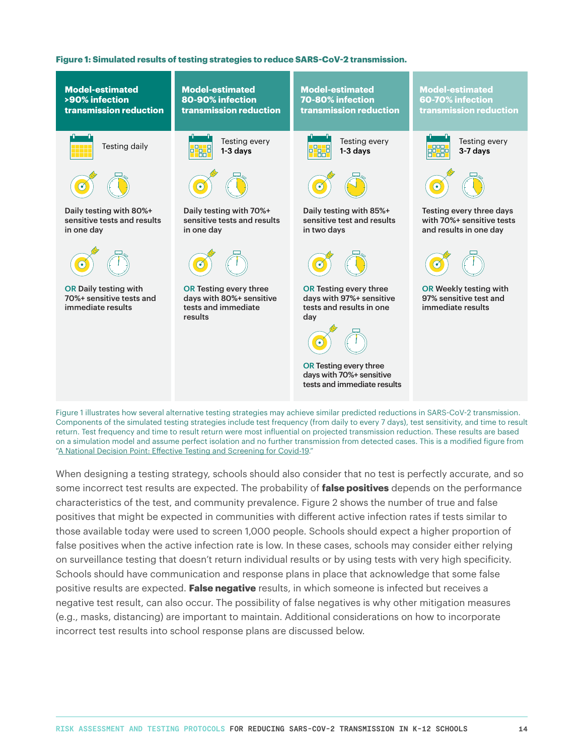**Figure 1: Simulated results of testing strategies to reduce SARS-CoV-2 transmission.**

| Model-estimated >90% infection transmission reduction | Model-estimated 80-90% infection transmission reduction | Model-estimated 70-80% infection transmission reduction | Model-estimated 60-70% infection transmission reduction |
|---|---|---|---|
| Testing daily | Testing every **1-3 days** | Testing every **1-3 days** | Testing every **3-7 days** |
| Daily testing with 80%+ sensitive tests and results in one day | Daily testing with 70%+ sensitive tests and results in one day | Daily testing with 85%+ sensitive test and results in two days | Testing every three days with 70%+ sensitive tests and results in one day |
| **OR** Daily testing with 70%+ sensitive tests and immediate results | **OR** Testing every three days with 80%+ sensitive tests and immediate results | **OR** Testing every three days with 97%+ sensitive tests and results in one day | **OR** Weekly testing with 97% sensitive test and immediate results |
| | | **OR** Testing every three days with 70%+ sensitive tests and immediate results | |

Figure 1 illustrates how several alternative testing strategies may achieve similar predicted reductions in SARS-CoV-2 transmission. Components of the simulated testing strategies include test frequency (from daily to every 7 days), test sensitivity, and time to result return. Test frequency and time to result return were most influential on projected transmission reduction. These results are based on a simulation model and assume perfect isolation and no further transmission from detected cases. This is a modified figure from "A National Decision Point: Effective Testing and Screening for Covid-19."

When designing a testing strategy, schools should also consider that no test is perfectly accurate, and so some incorrect test results are expected. The probability of **false positives** depends on the performance characteristics of the test, and community prevalence. Figure 2 shows the number of true and false positives that might be expected in communities with different active infection rates if tests similar to those available today were used to screen 1,000 people. Schools should expect a higher proportion of false positives when the active infection rate is low. In these cases, schools may consider either relying on surveillance testing that doesn't return individual results or by using tests with very high specificity. Schools should have communication and response plans in place that acknowledge that some false positive results are expected. **False negative** results, in which someone is infected but receives a negative test result, can also occur. The possibility of false negatives is why other mitigation measures (e.g., masks, distancing) are important to maintain. Additional considerations on how to incorporate incorrect test results into school response plans are discussed below.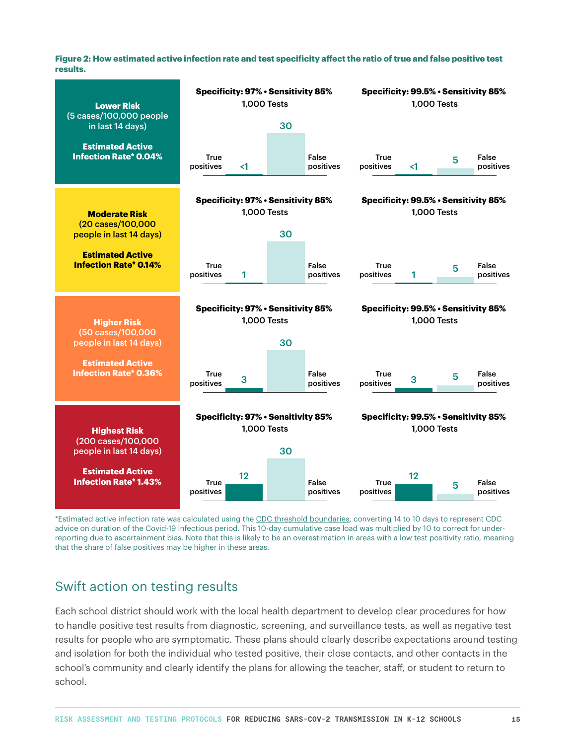**Figure 2: How estimated active infection rate and test specificity affect the ratio of true and false positive test results.**

| Risk level | Specificity: 97% • Sensitivity 85% (1,000 Tests) | | Specificity: 99.5% • Sensitivity 85% (1,000 Tests) | |
|---|---|---|---|---|
| | True positives | False positives | True positives | False positives |
| **Lower Risk** (5 cases/100,000 people in last 14 days) **Estimated Active Infection Rate* 0.04%** | <1 | 30 | <1 | 5 |
| **Moderate Risk** (20 cases/100,000 people in last 14 days) **Estimated Active Infection Rate* 0.14%** | 1 | 30 | 1 | 5 |
| **Higher Risk** (50 cases/100,000 people in last 14 days) **Estimated Active Infection Rate* 0.36%** | 3 | 30 | 3 | 5 |
| **Highest Risk** (200 cases/100,000 people in last 14 days) **Estimated Active Infection Rate* 1.43%** | 12 | 30 | 12 | 5 |

*Estimated active infection rate was calculated using the CDC threshold boundaries, converting 14 to 10 days to represent CDC advice on duration of the Covid-19 infectious period. This 10-day cumulative case load was multiplied by 10 to correct for under-reporting due to ascertainment bias. Note that this is likely to be an overestimation in areas with a low test positivity ratio, meaning that the share of false positives may be higher in these areas.

## Swift action on testing results

Each school district should work with the local health department to develop clear procedures for how to handle positive test results from diagnostic, screening, and surveillance tests, as well as negative test results for people who are symptomatic. These plans should clearly describe expectations around testing and isolation for both the individual who tested positive, their close contacts, and other contacts in the school's community and clearly identify the plans for allowing the teacher, staff, or student to return to school.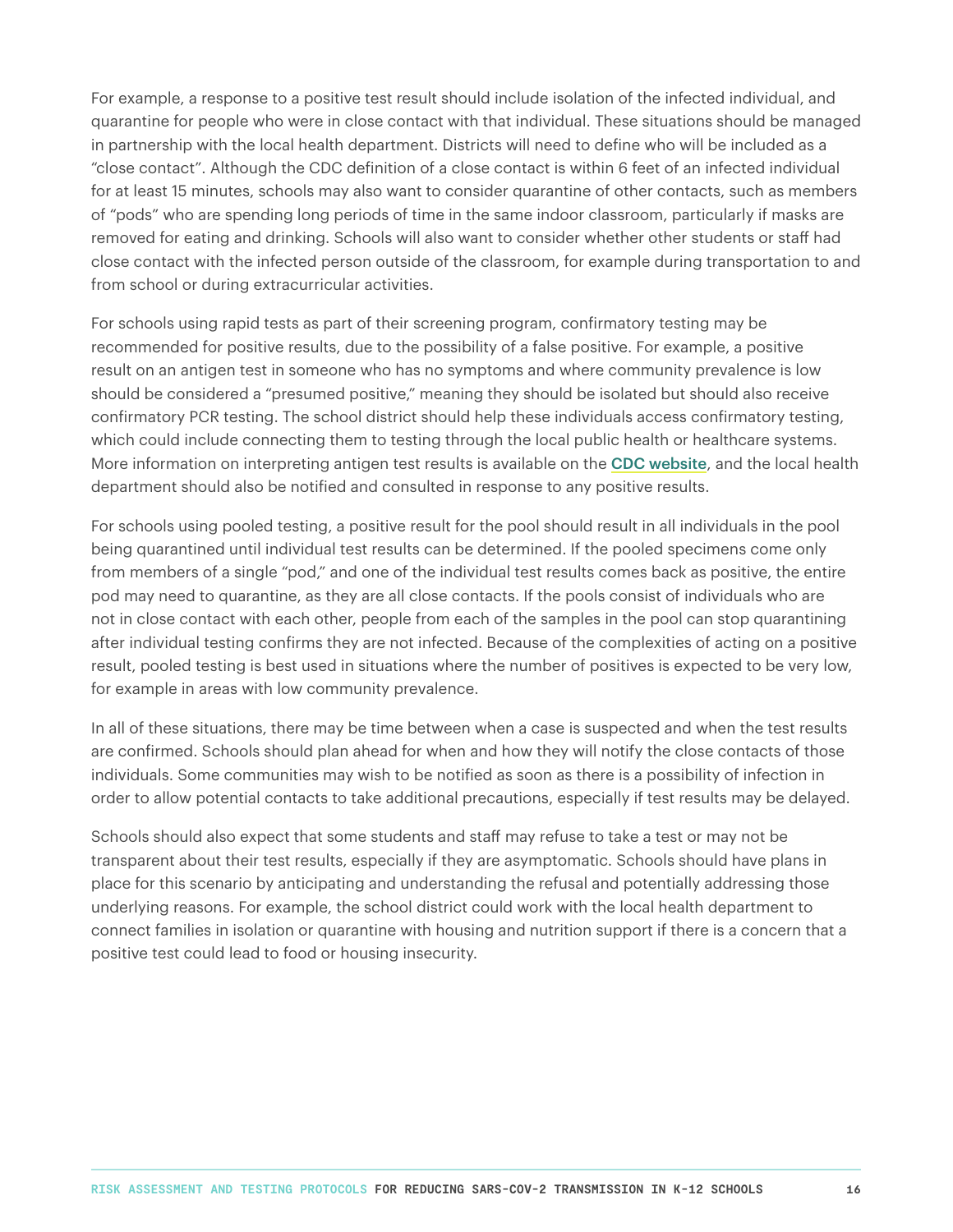For example, a response to a positive test result should include isolation of the infected individual, and quarantine for people who were in close contact with that individual. These situations should be managed in partnership with the local health department. Districts will need to define who will be included as a "close contact". Although the CDC definition of a close contact is within 6 feet of an infected individual for at least 15 minutes, schools may also want to consider quarantine of other contacts, such as members of "pods" who are spending long periods of time in the same indoor classroom, particularly if masks are removed for eating and drinking. Schools will also want to consider whether other students or staff had close contact with the infected person outside of the classroom, for example during transportation to and from school or during extracurricular activities.

For schools using rapid tests as part of their screening program, confirmatory testing may be recommended for positive results, due to the possibility of a false positive. For example, a positive result on an antigen test in someone who has no symptoms and where community prevalence is low should be considered a "presumed positive," meaning they should be isolated but should also receive confirmatory PCR testing. The school district should help these individuals access confirmatory testing, which could include connecting them to testing through the local public health or healthcare systems. More information on interpreting antigen test results is available on the CDC website, and the local health department should also be notified and consulted in response to any positive results.

For schools using pooled testing, a positive result for the pool should result in all individuals in the pool being quarantined until individual test results can be determined. If the pooled specimens come only from members of a single "pod," and one of the individual test results comes back as positive, the entire pod may need to quarantine, as they are all close contacts. If the pools consist of individuals who are not in close contact with each other, people from each of the samples in the pool can stop quarantining after individual testing confirms they are not infected. Because of the complexities of acting on a positive result, pooled testing is best used in situations where the number of positives is expected to be very low, for example in areas with low community prevalence.

In all of these situations, there may be time between when a case is suspected and when the test results are confirmed. Schools should plan ahead for when and how they will notify the close contacts of those individuals. Some communities may wish to be notified as soon as there is a possibility of infection in order to allow potential contacts to take additional precautions, especially if test results may be delayed.

Schools should also expect that some students and staff may refuse to take a test or may not be transparent about their test results, especially if they are asymptomatic. Schools should have plans in place for this scenario by anticipating and understanding the refusal and potentially addressing those underlying reasons. For example, the school district could work with the local health department to connect families in isolation or quarantine with housing and nutrition support if there is a concern that a positive test could lead to food or housing insecurity.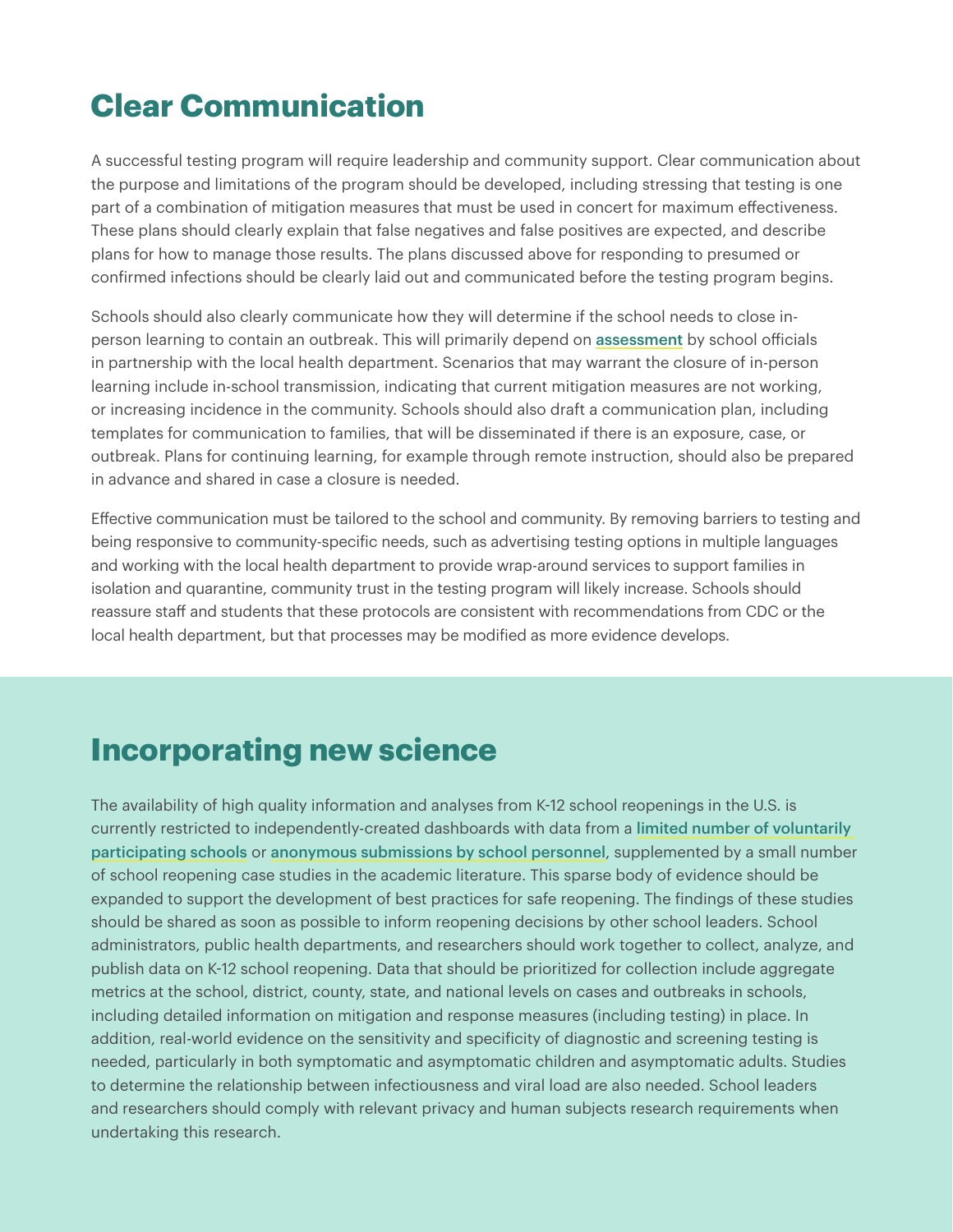## Clear Communication

A successful testing program will require leadership and community support. Clear communication about the purpose and limitations of the program should be developed, including stressing that testing is one part of a combination of mitigation measures that must be used in concert for maximum effectiveness. These plans should clearly explain that false negatives and false positives are expected, and describe plans for how to manage those results. The plans discussed above for responding to presumed or confirmed infections should be clearly laid out and communicated before the testing program begins.

Schools should also clearly communicate how they will determine if the school needs to close in-person learning to contain an outbreak. This will primarily depend on assessment by school officials in partnership with the local health department. Scenarios that may warrant the closure of in-person learning include in-school transmission, indicating that current mitigation measures are not working, or increasing incidence in the community. Schools should also draft a communication plan, including templates for communication to families, that will be disseminated if there is an exposure, case, or outbreak. Plans for continuing learning, for example through remote instruction, should also be prepared in advance and shared in case a closure is needed.

Effective communication must be tailored to the school and community. By removing barriers to testing and being responsive to community-specific needs, such as advertising testing options in multiple languages and working with the local health department to provide wrap-around services to support families in isolation and quarantine, community trust in the testing program will likely increase. Schools should reassure staff and students that these protocols are consistent with recommendations from CDC or the local health department, but that processes may be modified as more evidence develops.

## Incorporating new science

The availability of high quality information and analyses from K-12 school reopenings in the U.S. is currently restricted to independently-created dashboards with data from a limited number of voluntarily participating schools or anonymous submissions by school personnel, supplemented by a small number of school reopening case studies in the academic literature. This sparse body of evidence should be expanded to support the development of best practices for safe reopening. The findings of these studies should be shared as soon as possible to inform reopening decisions by other school leaders. School administrators, public health departments, and researchers should work together to collect, analyze, and publish data on K-12 school reopening. Data that should be prioritized for collection include aggregate metrics at the school, district, county, state, and national levels on cases and outbreaks in schools, including detailed information on mitigation and response measures (including testing) in place. In addition, real-world evidence on the sensitivity and specificity of diagnostic and screening testing is needed, particularly in both symptomatic and asymptomatic children and asymptomatic adults. Studies to determine the relationship between infectiousness and viral load are also needed. School leaders and researchers should comply with relevant privacy and human subjects research requirements when undertaking this research.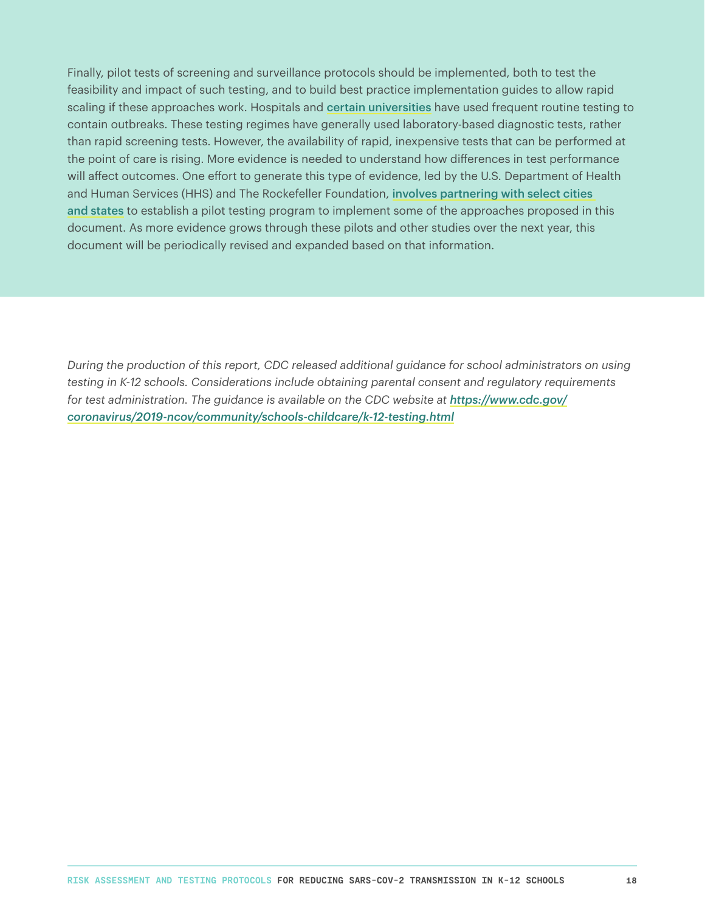Finally, pilot tests of screening and surveillance protocols should be implemented, both to test the feasibility and impact of such testing, and to build best practice implementation guides to allow rapid scaling if these approaches work. Hospitals and certain universities have used frequent routine testing to contain outbreaks. These testing regimes have generally used laboratory-based diagnostic tests, rather than rapid screening tests. However, the availability of rapid, inexpensive tests that can be performed at the point of care is rising. More evidence is needed to understand how differences in test performance will affect outcomes. One effort to generate this type of evidence, led by the U.S. Department of Health and Human Services (HHS) and The Rockefeller Foundation, involves partnering with select cities and states to establish a pilot testing program to implement some of the approaches proposed in this document. As more evidence grows through these pilots and other studies over the next year, this document will be periodically revised and expanded based on that information.

*During the production of this report, CDC released additional guidance for school administrators on using testing in K-12 schools. Considerations include obtaining parental consent and regulatory requirements for test administration. The guidance is available on the CDC website at **https://www.cdc.gov/coronavirus/2019-ncov/community/schools-childcare/k-12-testing.html***